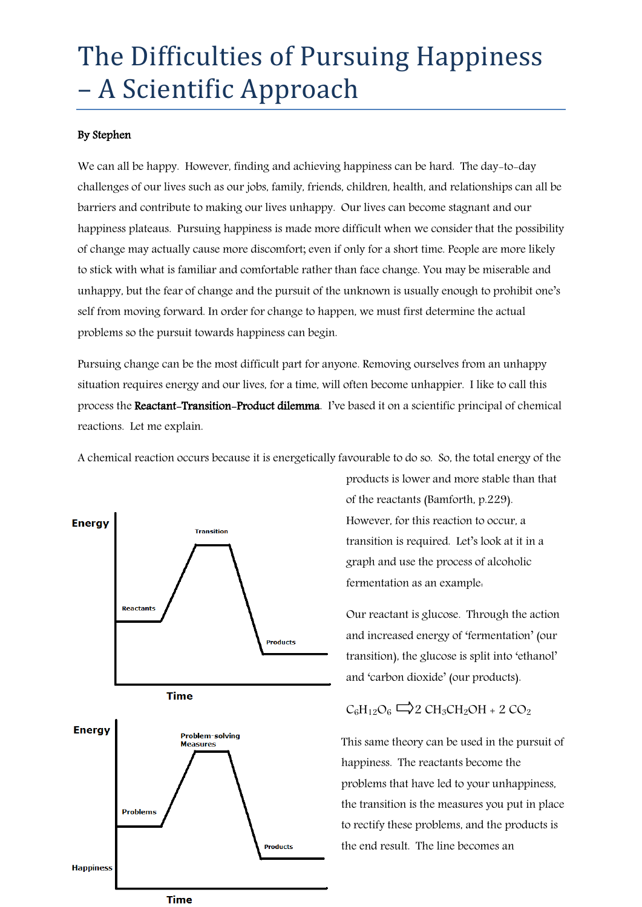# The Difficulties of Pursuing Happiness – A Scientific Approach

**By Stephen**

We can all be happy. However, finding and achieving happiness can be hard. The day-to-day challenges of our lives such as our jobs, family, friends, children, health, and relationships can all be barriers and contribute to making our lives unhappy. Our lives can become stagnant and our happiness plateaus. Pursuing happiness is made more difficult when we consider that the possibility of change may actually cause more discomfort; even if only for a short time. People are more likely to stick with what is familiar and comfortable rather than face change. You may be miserable and unhappy, but the fear of change and the pursuit of the unknown is usually enough to prohibit one's self from moving forward. In order for change to happen, we must first determine the actual problems so the pursuit towards happiness can begin.

Pursuing change can be the most difficult part for anyone. Removing ourselves from an unhappy situation requires energy and our lives, for a time, will often become unhappier. I like to call this process the **Reactant-Transition-Product dilemma**. I've based it on a scientific principal of chemical reactions. Let me explain.

A chemical reaction occurs because it is energetically favourable to do so. So, the total energy of the products is lower and more stable than that of the reactants (Bamforth, p.229). However, for this reaction to occur, a transition is required. Let's look at it in a graph and use the process of alcoholic fermentation as an example:

Energy — Transition — Reactants — Products — Time

Our reactant is glucose. Through the action and increased energy of 'fermentation' (our transition), the glucose is split into 'ethanol' and 'carbon dioxide' (our products).

$$C_6H_{12}O_6 \Rightarrow 2\ CH_3CH_2OH + 2\ CO_2$$

Energy — Problem-solving Measures — Problems — Products — Happiness — Time

This same theory can be used in the pursuit of happiness. The reactants become the problems that have led to your unhappiness, the transition is the measures you put in place to rectify these problems, and the products is the end result. The line becomes an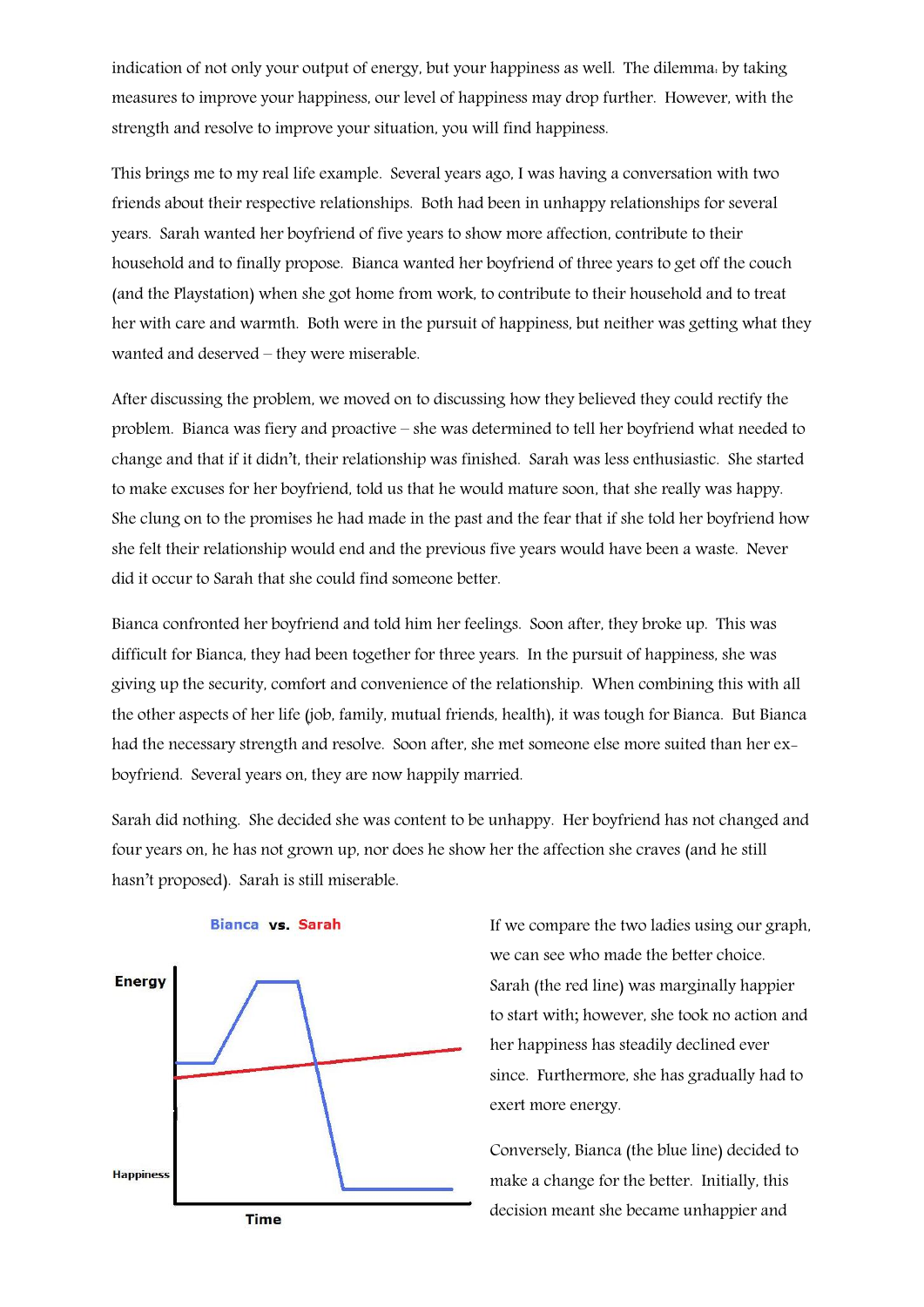indication of not only your output of energy, but your happiness as well. The dilemma: by taking measures to improve your happiness, our level of happiness may drop further. However, with the strength and resolve to improve your situation, you will find happiness.

This brings me to my real life example. Several years ago, I was having a conversation with two friends about their respective relationships. Both had been in unhappy relationships for several years. Sarah wanted her boyfriend of five years to show more affection, contribute to their household and to finally propose. Bianca wanted her boyfriend of three years to get off the couch (and the Playstation) when she got home from work, to contribute to their household and to treat her with care and warmth. Both were in the pursuit of happiness, but neither was getting what they wanted and deserved – they were miserable.

After discussing the problem, we moved on to discussing how they believed they could rectify the problem. Bianca was fiery and proactive – she was determined to tell her boyfriend what needed to change and that if it didn't, their relationship was finished. Sarah was less enthusiastic. She started to make excuses for her boyfriend, told us that he would mature soon, that she really was happy. She clung on to the promises he had made in the past and the fear that if she told her boyfriend how she felt their relationship would end and the previous five years would have been a waste. Never did it occur to Sarah that she could find someone better.

Bianca confronted her boyfriend and told him her feelings. Soon after, they broke up. This was difficult for Bianca, they had been together for three years. In the pursuit of happiness, she was giving up the security, comfort and convenience of the relationship. When combining this with all the other aspects of her life (job, family, mutual friends, health), it was tough for Bianca. But Bianca had the necessary strength and resolve. Soon after, she met someone else more suited than her ex-boyfriend. Several years on, they are now happily married.

Sarah did nothing. She decided she was content to be unhappy. Her boyfriend has not changed and four years on, he has not grown up, nor does he show her the affection she craves (and he still hasn't proposed). Sarah is still miserable.

**Bianca vs. Sarah**

Energy

Happiness

Time

If we compare the two ladies using our graph, we can see who made the better choice. Sarah (the red line) was marginally happier to start with; however, she took no action and her happiness has steadily declined ever since. Furthermore, she has gradually had to exert more energy.

Conversely, Bianca (the blue line) decided to make a change for the better. Initially, this decision meant she became unhappier and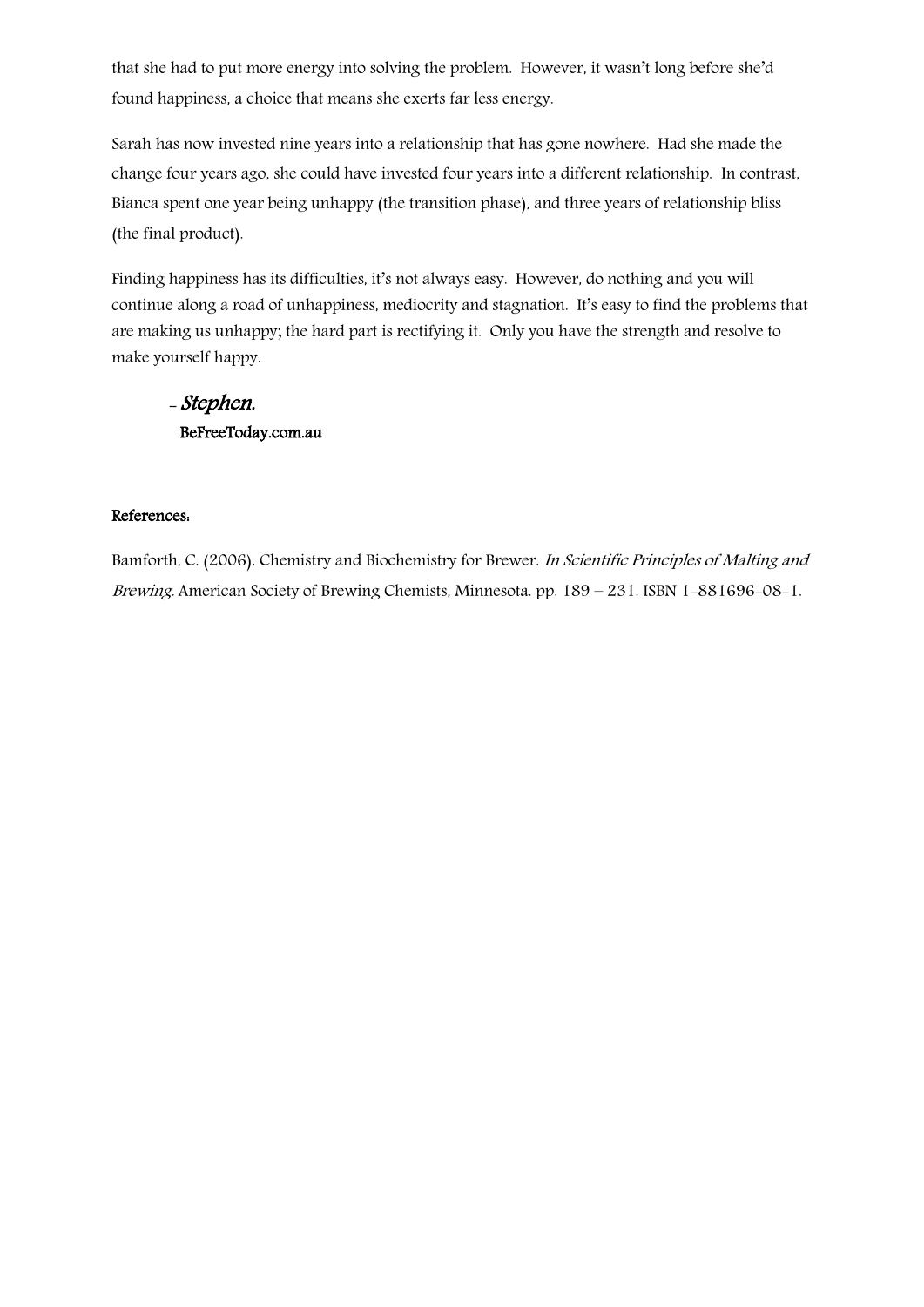that she had to put more energy into solving the problem. However, it wasn't long before she'd found happiness, a choice that means she exerts far less energy.

Sarah has now invested nine years into a relationship that has gone nowhere. Had she made the change four years ago, she could have invested four years into a different relationship. In contrast, Bianca spent one year being unhappy (the transition phase), and three years of relationship bliss (the final product).

Finding happiness has its difficulties, it's not always easy. However, do nothing and you will continue along a road of unhappiness, mediocrity and stagnation. It's easy to find the problems that are making us unhappy; the hard part is rectifying it. Only you have the strength and resolve to make yourself happy.

\- *Stephen.*
**BeFreeToday.com.au**

**References:**

Bamforth, C. (2006). Chemistry and Biochemistry for Brewer. *In Scientific Principles of Malting and Brewing.* American Society of Brewing Chemists, Minnesota. pp. 189 – 231. ISBN 1-881696-08-1.